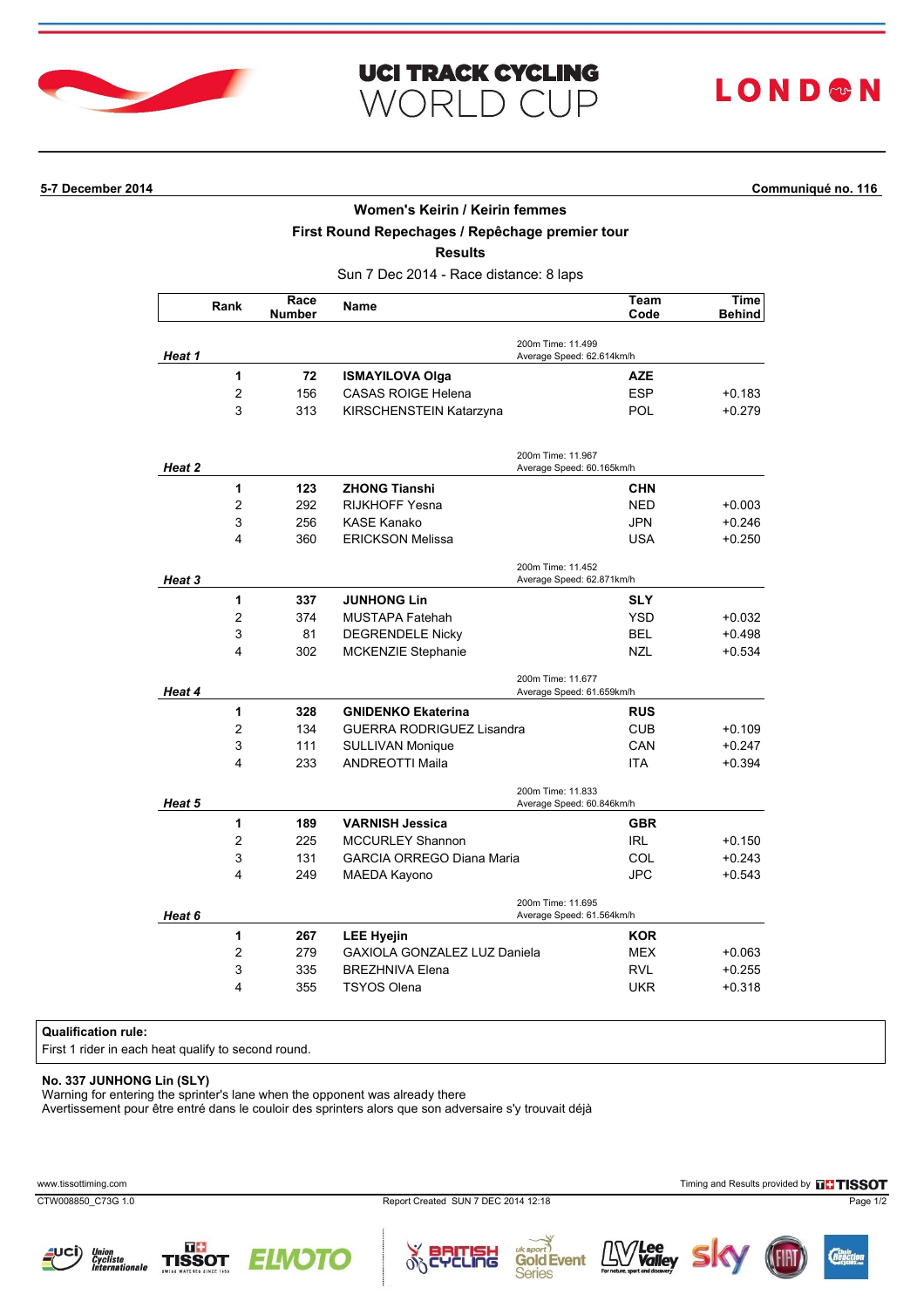# UCI TRACK CYCLING WORLD CUP

LONDON

**5-7 December 2014** **Communiqué no. 116**

## Women's Keirin / Keirin femmes

### First Round Repechages / Repêchage premier tour

### Results

Sun 7 Dec 2014 - Race distance: 8 laps

| | Rank | Race Number | Name | Team Code | Time Behind |
|---|---|---|---|---|---|
| ***Heat 1*** | | | 200m Time: 11.499 Average Speed: 62.614km/h | | |
| | **1** | **72** | **ISMAYILOVA Olga** | **AZE** | |
| | 2 | 156 | CASAS ROIGE Helena | ESP | +0.183 |
| | 3 | 313 | KIRSCHENSTEIN Katarzyna | POL | +0.279 |
| ***Heat 2*** | | | 200m Time: 11.967 Average Speed: 60.165km/h | | |
| | **1** | **123** | **ZHONG Tianshi** | **CHN** | |
| | 2 | 292 | RIJKHOFF Yesna | NED | +0.003 |
| | 3 | 256 | KASE Kanako | JPN | +0.246 |
| | 4 | 360 | ERICKSON Melissa | USA | +0.250 |
| ***Heat 3*** | | | 200m Time: 11.452 Average Speed: 62.871km/h | | |
| | **1** | **337** | **JUNHONG Lin** | **SLY** | |
| | 2 | 374 | MUSTAPA Fatehah | YSD | +0.032 |
| | 3 | 81 | DEGRENDELE Nicky | BEL | +0.498 |
| | 4 | 302 | MCKENZIE Stephanie | NZL | +0.534 |
| ***Heat 4*** | | | 200m Time: 11.677 Average Speed: 61.659km/h | | |
| | **1** | **328** | **GNIDENKO Ekaterina** | **RUS** | |
| | 2 | 134 | GUERRA RODRIGUEZ Lisandra | CUB | +0.109 |
| | 3 | 111 | SULLIVAN Monique | CAN | +0.247 |
| | 4 | 233 | ANDREOTTI Maila | ITA | +0.394 |
| ***Heat 5*** | | | 200m Time: 11.833 Average Speed: 60.846km/h | | |
| | **1** | **189** | **VARNISH Jessica** | **GBR** | |
| | 2 | 225 | MCCURLEY Shannon | IRL | +0.150 |
| | 3 | 131 | GARCIA ORREGO Diana Maria | COL | +0.243 |
| | 4 | 249 | MAEDA Kayono | JPC | +0.543 |
| ***Heat 6*** | | | 200m Time: 11.695 Average Speed: 61.564km/h | | |
| | **1** | **267** | **LEE Hyejin** | **KOR** | |
| | 2 | 279 | GAXIOLA GONZALEZ LUZ Daniela | MEX | +0.063 |
| | 3 | 335 | BREZHNIVA Elena | RVL | +0.255 |
| | 4 | 355 | TSYOS Olena | UKR | +0.318 |

**Qualification rule:**
First 1 rider in each heat qualify to second round.

**No. 337 JUNHONG Lin (SLY)**
Warning for entering the sprinter's lane when the opponent was already there
Avertissement pour être entré dans le couloir des sprinters alors que son adversaire s'y trouvait déjà

www.tissottiming.com — Timing and Results provided by TISSOT

CTW008850_C73G 1.0 — Report Created SUN 7 DEC 2014 12:18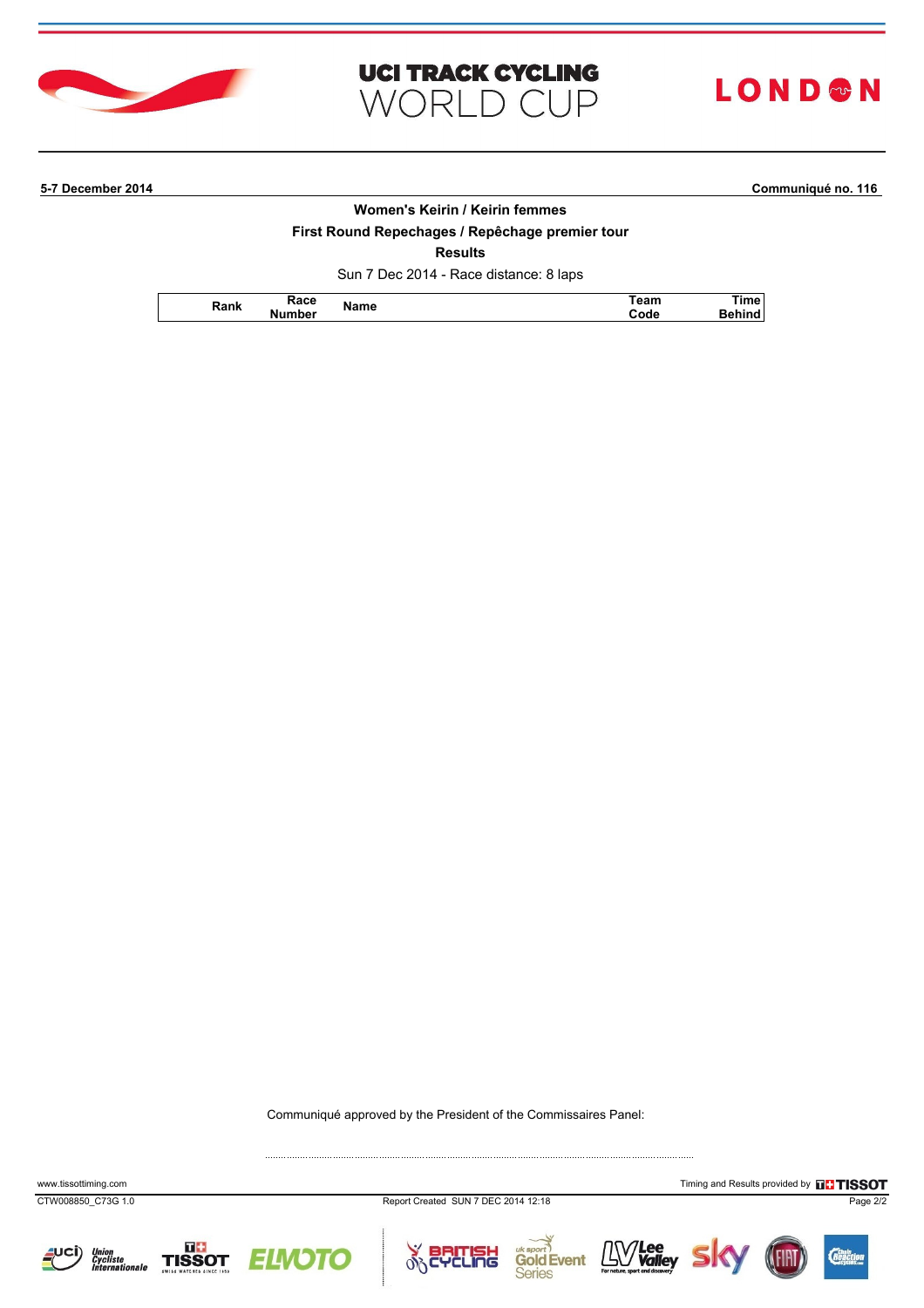5-7 December 2014 | Communiqué no. 116

## Women's Keirin / Keirin femmes

### First Round Repechages / Repêchage premier tour

### Results

Sun 7 Dec 2014 - Race distance: 8 laps

| Rank | Race Number | Name | Team Code | Time Behind |
|---|---|---|---|---|

Communiqué approved by the President of the Commissaires Panel:

.................................................................................................................................